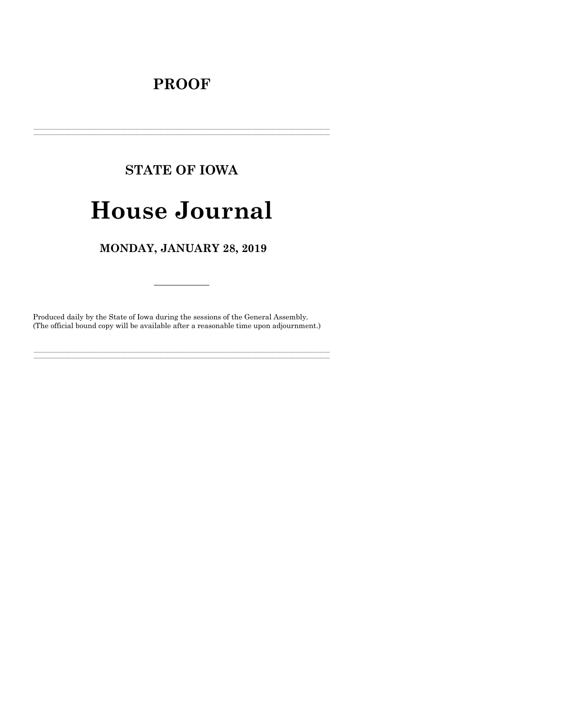# PROOF

---

## STATE OF IOWA

# House Journal

## MONDAY, JANUARY 28, 2019

---

Produced daily by the State of Iowa during the sessions of the General Assembly.
(The official bound copy will be available after a reasonable time upon adjournment.)

---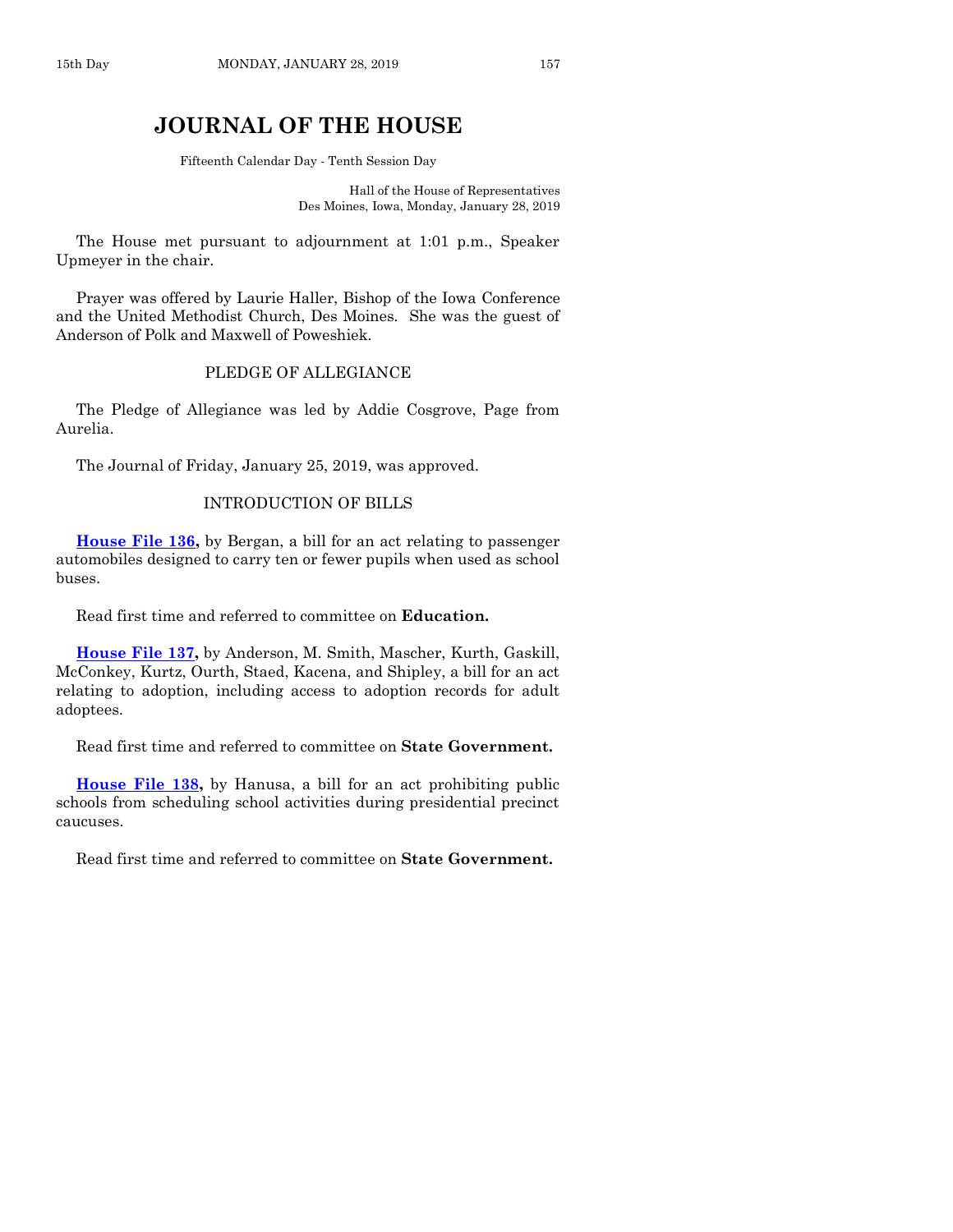# JOURNAL OF THE HOUSE

Fifteenth Calendar Day - Tenth Session Day

Hall of the House of Representatives
Des Moines, Iowa, Monday, January 28, 2019

The House met pursuant to adjournment at 1:01 p.m., Speaker Upmeyer in the chair.

Prayer was offered by Laurie Haller, Bishop of the Iowa Conference and the United Methodist Church, Des Moines. She was the guest of Anderson of Polk and Maxwell of Poweshiek.

## PLEDGE OF ALLEGIANCE

The Pledge of Allegiance was led by Addie Cosgrove, Page from Aurelia.

The Journal of Friday, January 25, 2019, was approved.

## INTRODUCTION OF BILLS

**House File 136,** by Bergan, a bill for an act relating to passenger automobiles designed to carry ten or fewer pupils when used as school buses.

Read first time and referred to committee on **Education.**

**House File 137,** by Anderson, M. Smith, Mascher, Kurth, Gaskill, McConkey, Kurtz, Ourth, Staed, Kacena, and Shipley, a bill for an act relating to adoption, including access to adoption records for adult adoptees.

Read first time and referred to committee on **State Government.**

**House File 138,** by Hanusa, a bill for an act prohibiting public schools from scheduling school activities during presidential precinct caucuses.

Read first time and referred to committee on **State Government.**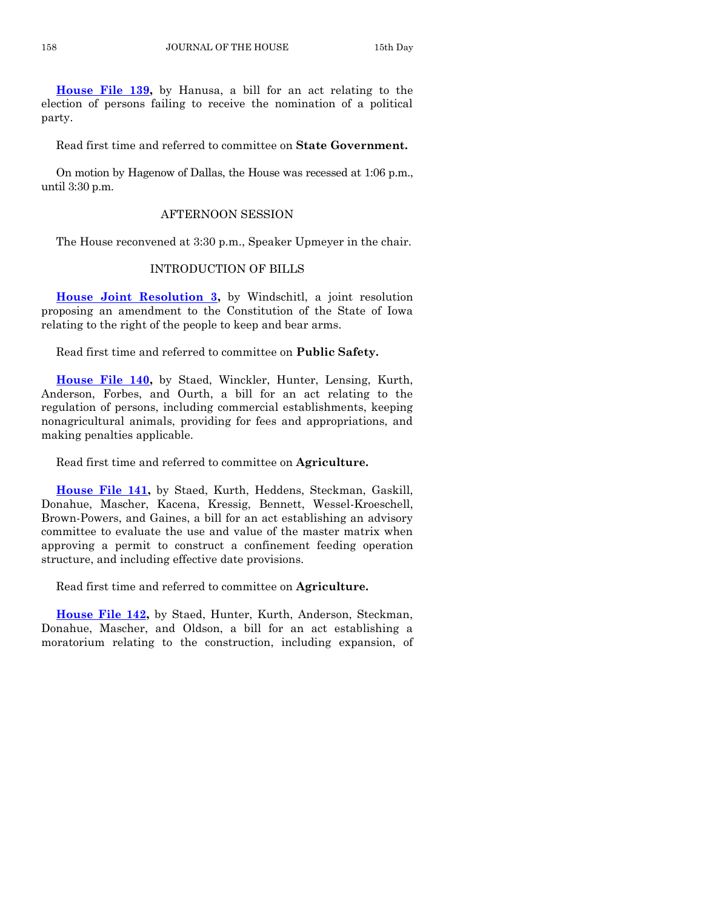**House File 139,** by Hanusa, a bill for an act relating to the election of persons failing to receive the nomination of a political party.

Read first time and referred to committee on **State Government.**

On motion by Hagenow of Dallas, the House was recessed at 1:06 p.m., until 3:30 p.m.

## AFTERNOON SESSION

The House reconvened at 3:30 p.m., Speaker Upmeyer in the chair.

## INTRODUCTION OF BILLS

**House Joint Resolution 3,** by Windschitl, a joint resolution proposing an amendment to the Constitution of the State of Iowa relating to the right of the people to keep and bear arms.

Read first time and referred to committee on **Public Safety.**

**House File 140,** by Staed, Winckler, Hunter, Lensing, Kurth, Anderson, Forbes, and Ourth, a bill for an act relating to the regulation of persons, including commercial establishments, keeping nonagricultural animals, providing for fees and appropriations, and making penalties applicable.

Read first time and referred to committee on **Agriculture.**

**House File 141,** by Staed, Kurth, Heddens, Steckman, Gaskill, Donahue, Mascher, Kacena, Kressig, Bennett, Wessel-Kroeschell, Brown-Powers, and Gaines, a bill for an act establishing an advisory committee to evaluate the use and value of the master matrix when approving a permit to construct a confinement feeding operation structure, and including effective date provisions.

Read first time and referred to committee on **Agriculture.**

**House File 142,** by Staed, Hunter, Kurth, Anderson, Steckman, Donahue, Mascher, and Oldson, a bill for an act establishing a moratorium relating to the construction, including expansion, of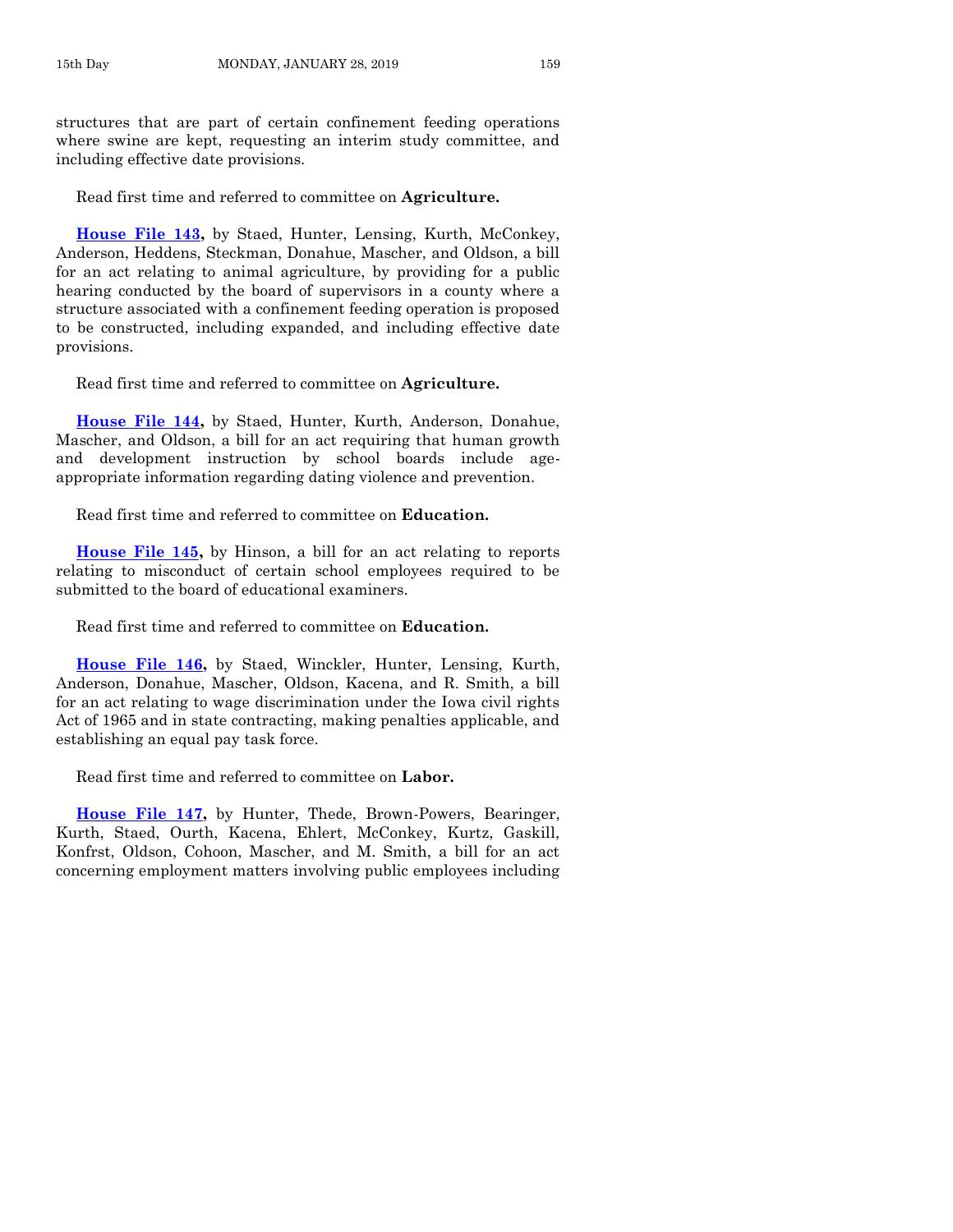structures that are part of certain confinement feeding operations where swine are kept, requesting an interim study committee, and including effective date provisions.

Read first time and referred to committee on **Agriculture.**

**House File 143,** by Staed, Hunter, Lensing, Kurth, McConkey, Anderson, Heddens, Steckman, Donahue, Mascher, and Oldson, a bill for an act relating to animal agriculture, by providing for a public hearing conducted by the board of supervisors in a county where a structure associated with a confinement feeding operation is proposed to be constructed, including expanded, and including effective date provisions.

Read first time and referred to committee on **Agriculture.**

**House File 144,** by Staed, Hunter, Kurth, Anderson, Donahue, Mascher, and Oldson, a bill for an act requiring that human growth and development instruction by school boards include age-appropriate information regarding dating violence and prevention.

Read first time and referred to committee on **Education.**

**House File 145,** by Hinson, a bill for an act relating to reports relating to misconduct of certain school employees required to be submitted to the board of educational examiners.

Read first time and referred to committee on **Education.**

**House File 146,** by Staed, Winckler, Hunter, Lensing, Kurth, Anderson, Donahue, Mascher, Oldson, Kacena, and R. Smith, a bill for an act relating to wage discrimination under the Iowa civil rights Act of 1965 and in state contracting, making penalties applicable, and establishing an equal pay task force.

Read first time and referred to committee on **Labor.**

**House File 147,** by Hunter, Thede, Brown-Powers, Bearinger, Kurth, Staed, Ourth, Kacena, Ehlert, McConkey, Kurtz, Gaskill, Konfrst, Oldson, Cohoon, Mascher, and M. Smith, a bill for an act concerning employment matters involving public employees including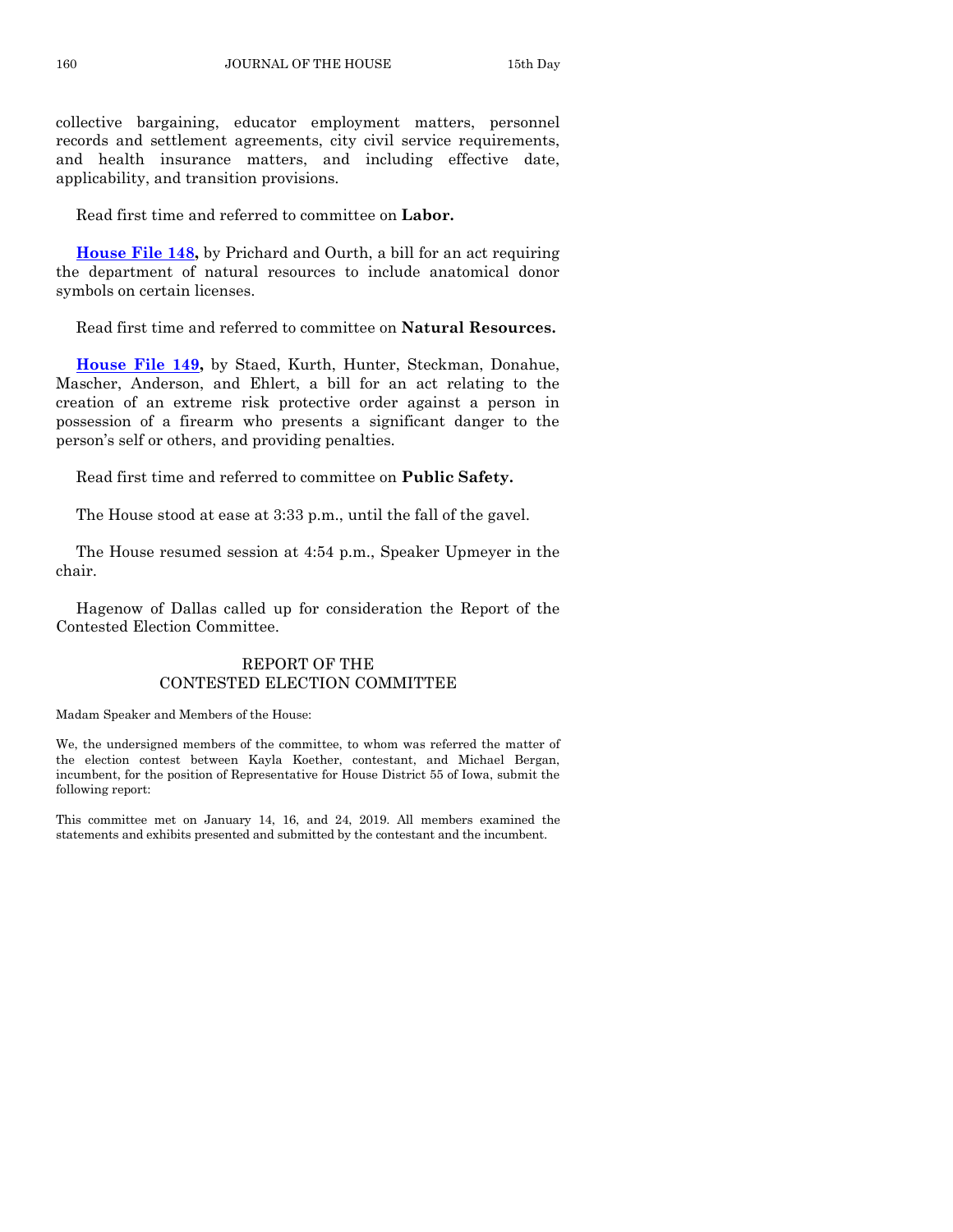collective bargaining, educator employment matters, personnel records and settlement agreements, city civil service requirements, and health insurance matters, and including effective date, applicability, and transition provisions.

Read first time and referred to committee on **Labor.**

**House File 148,** by Prichard and Ourth, a bill for an act requiring the department of natural resources to include anatomical donor symbols on certain licenses.

Read first time and referred to committee on **Natural Resources.**

**House File 149,** by Staed, Kurth, Hunter, Steckman, Donahue, Mascher, Anderson, and Ehlert, a bill for an act relating to the creation of an extreme risk protective order against a person in possession of a firearm who presents a significant danger to the person's self or others, and providing penalties.

Read first time and referred to committee on **Public Safety.**

The House stood at ease at 3:33 p.m., until the fall of the gavel.

The House resumed session at 4:54 p.m., Speaker Upmeyer in the chair.

Hagenow of Dallas called up for consideration the Report of the Contested Election Committee.

## REPORT OF THE CONTESTED ELECTION COMMITTEE

Madam Speaker and Members of the House:

We, the undersigned members of the committee, to whom was referred the matter of the election contest between Kayla Koether, contestant, and Michael Bergan, incumbent, for the position of Representative for House District 55 of Iowa, submit the following report:

This committee met on January 14, 16, and 24, 2019. All members examined the statements and exhibits presented and submitted by the contestant and the incumbent.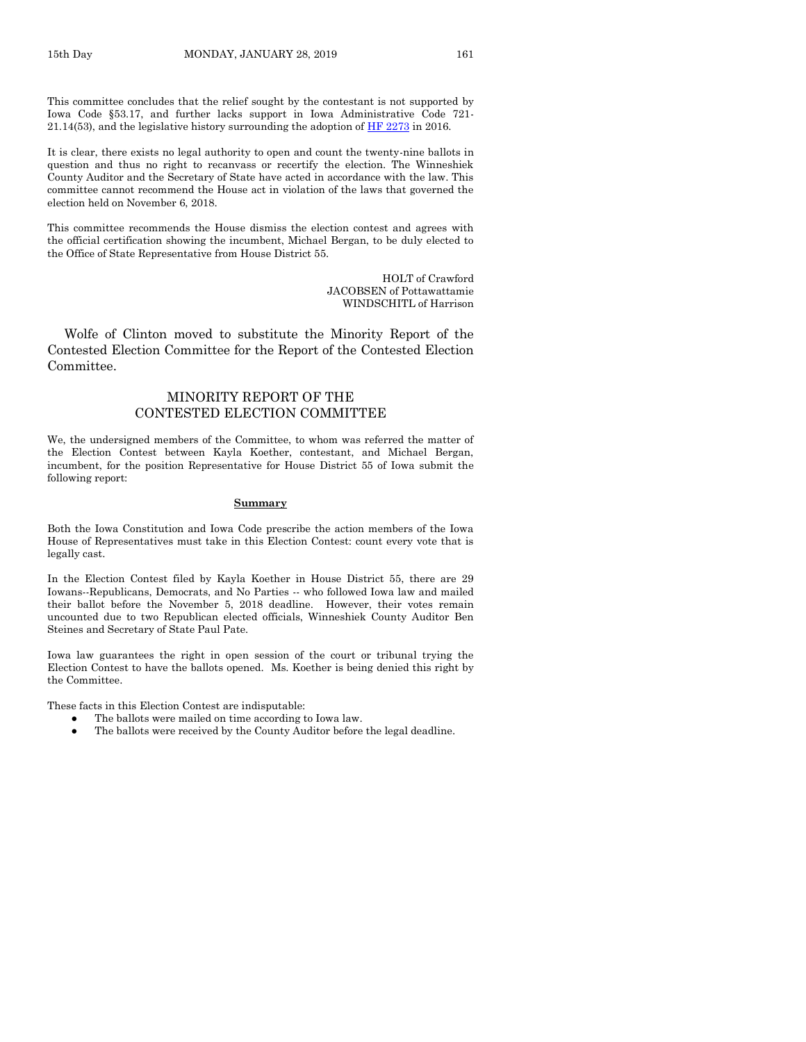This committee concludes that the relief sought by the contestant is not supported by Iowa Code §53.17, and further lacks support in Iowa Administrative Code 721-21.14(53), and the legislative history surrounding the adoption of HF 2273 in 2016.

It is clear, there exists no legal authority to open and count the twenty-nine ballots in question and thus no right to recanvass or recertify the election. The Winneshiek County Auditor and the Secretary of State have acted in accordance with the law. This committee cannot recommend the House act in violation of the laws that governed the election held on November 6, 2018.

This committee recommends the House dismiss the election contest and agrees with the official certification showing the incumbent, Michael Bergan, to be duly elected to the Office of State Representative from House District 55.

HOLT of Crawford
JACOBSEN of Pottawattamie
WINDSCHITL of Harrison

Wolfe of Clinton moved to substitute the Minority Report of the Contested Election Committee for the Report of the Contested Election Committee.

## MINORITY REPORT OF THE CONTESTED ELECTION COMMITTEE

We, the undersigned members of the Committee, to whom was referred the matter of the Election Contest between Kayla Koether, contestant, and Michael Bergan, incumbent, for the position Representative for House District 55 of Iowa submit the following report:

### **Summary**

Both the Iowa Constitution and Iowa Code prescribe the action members of the Iowa House of Representatives must take in this Election Contest: count every vote that is legally cast.

In the Election Contest filed by Kayla Koether in House District 55, there are 29 Iowans--Republicans, Democrats, and No Parties -- who followed Iowa law and mailed their ballot before the November 5, 2018 deadline. However, their votes remain uncounted due to two Republican elected officials, Winneshiek County Auditor Ben Steines and Secretary of State Paul Pate.

Iowa law guarantees the right in open session of the court or tribunal trying the Election Contest to have the ballots opened. Ms. Koether is being denied this right by the Committee.

These facts in this Election Contest are indisputable:

- The ballots were mailed on time according to Iowa law.
- The ballots were received by the County Auditor before the legal deadline.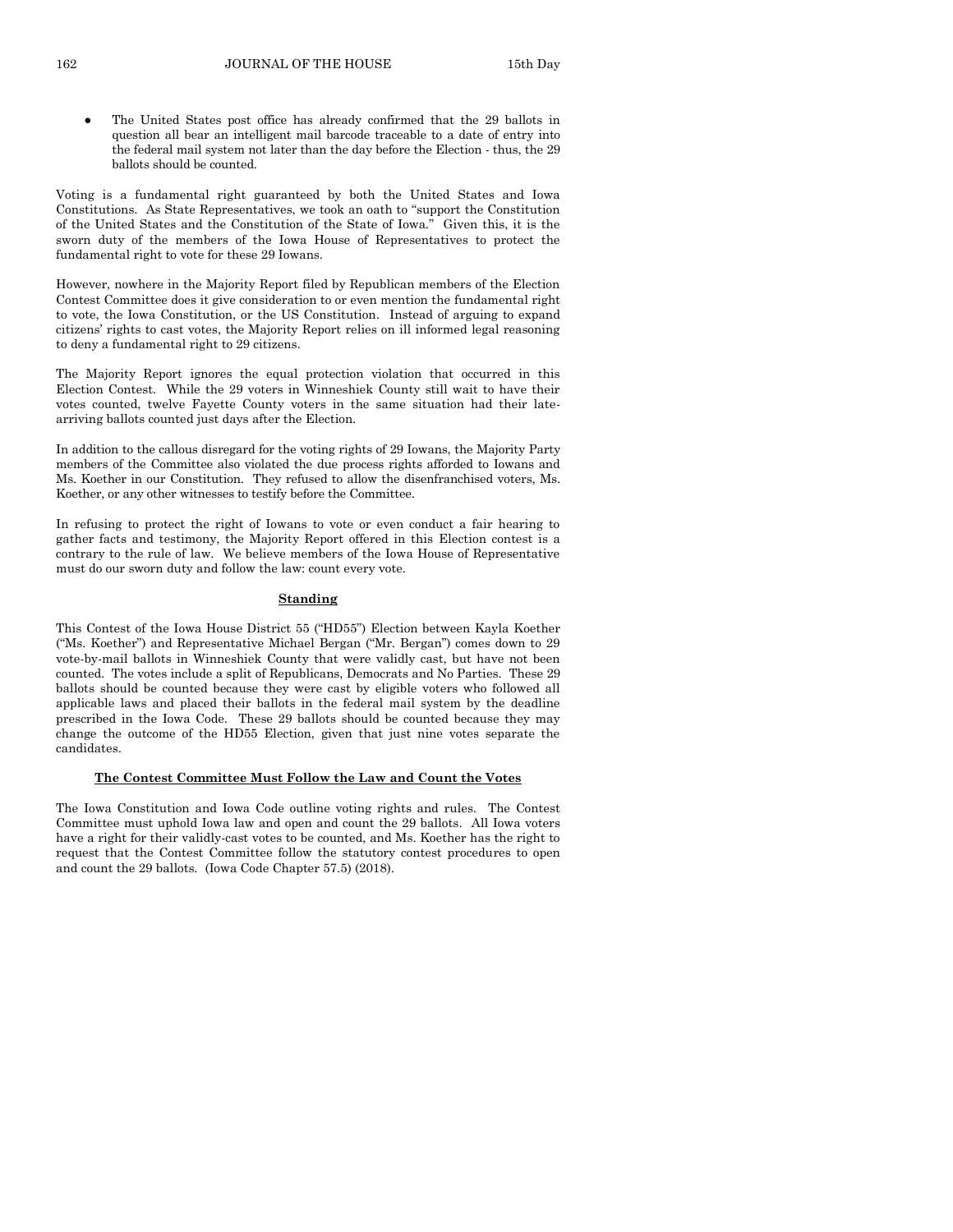- The United States post office has already confirmed that the 29 ballots in question all bear an intelligent mail barcode traceable to a date of entry into the federal mail system not later than the day before the Election - thus, the 29 ballots should be counted.

Voting is a fundamental right guaranteed by both the United States and Iowa Constitutions. As State Representatives, we took an oath to "support the Constitution of the United States and the Constitution of the State of Iowa." Given this, it is the sworn duty of the members of the Iowa House of Representatives to protect the fundamental right to vote for these 29 Iowans.

However, nowhere in the Majority Report filed by Republican members of the Election Contest Committee does it give consideration to or even mention the fundamental right to vote, the Iowa Constitution, or the US Constitution. Instead of arguing to expand citizens' rights to cast votes, the Majority Report relies on ill informed legal reasoning to deny a fundamental right to 29 citizens.

The Majority Report ignores the equal protection violation that occurred in this Election Contest. While the 29 voters in Winneshiek County still wait to have their votes counted, twelve Fayette County voters in the same situation had their late-arriving ballots counted just days after the Election.

In addition to the callous disregard for the voting rights of 29 Iowans, the Majority Party members of the Committee also violated the due process rights afforded to Iowans and Ms. Koether in our Constitution. They refused to allow the disenfranchised voters, Ms. Koether, or any other witnesses to testify before the Committee.

In refusing to protect the right of Iowans to vote or even conduct a fair hearing to gather facts and testimony, the Majority Report offered in this Election contest is a contrary to the rule of law. We believe members of the Iowa House of Representative must do our sworn duty and follow the law: count every vote.

## Standing

This Contest of the Iowa House District 55 ("HD55") Election between Kayla Koether ("Ms. Koether") and Representative Michael Bergan ("Mr. Bergan") comes down to 29 vote-by-mail ballots in Winneshiek County that were validly cast, but have not been counted. The votes include a split of Republicans, Democrats and No Parties. These 29 ballots should be counted because they were cast by eligible voters who followed all applicable laws and placed their ballots in the federal mail system by the deadline prescribed in the Iowa Code. These 29 ballots should be counted because they may change the outcome of the HD55 Election, given that just nine votes separate the candidates.

## The Contest Committee Must Follow the Law and Count the Votes

The Iowa Constitution and Iowa Code outline voting rights and rules. The Contest Committee must uphold Iowa law and open and count the 29 ballots. All Iowa voters have a right for their validly-cast votes to be counted, and Ms. Koether has the right to request that the Contest Committee follow the statutory contest procedures to open and count the 29 ballots. (Iowa Code Chapter 57.5) (2018).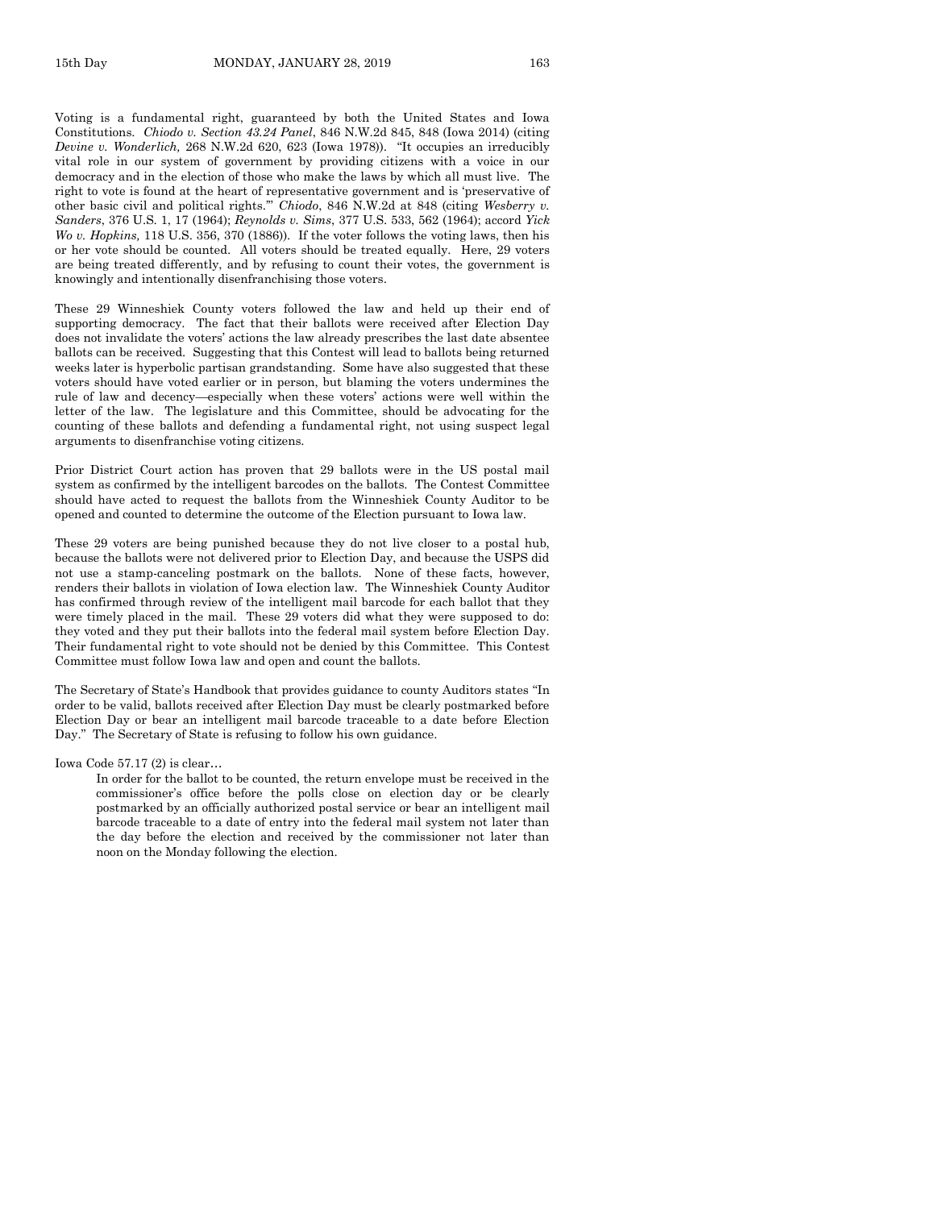Voting is a fundamental right, guaranteed by both the United States and Iowa Constitutions. *Chiodo v. Section 43.24 Panel*, 846 N.W.2d 845, 848 (Iowa 2014) (citing *Devine v. Wonderlich,* 268 N.W.2d 620, 623 (Iowa 1978)). "It occupies an irreducibly vital role in our system of government by providing citizens with a voice in our democracy and in the election of those who make the laws by which all must live. The right to vote is found at the heart of representative government and is 'preservative of other basic civil and political rights.'" *Chiodo*, 846 N.W.2d at 848 (citing *Wesberry v. Sanders*, 376 U.S. 1, 17 (1964); *Reynolds v. Sims*, 377 U.S. 533, 562 (1964); accord *Yick Wo v. Hopkins,* 118 U.S. 356, 370 (1886)). If the voter follows the voting laws, then his or her vote should be counted. All voters should be treated equally. Here, 29 voters are being treated differently, and by refusing to count their votes, the government is knowingly and intentionally disenfranchising those voters.

These 29 Winneshiek County voters followed the law and held up their end of supporting democracy. The fact that their ballots were received after Election Day does not invalidate the voters' actions the law already prescribes the last date absentee ballots can be received. Suggesting that this Contest will lead to ballots being returned weeks later is hyperbolic partisan grandstanding. Some have also suggested that these voters should have voted earlier or in person, but blaming the voters undermines the rule of law and decency—especially when these voters' actions were well within the letter of the law. The legislature and this Committee, should be advocating for the counting of these ballots and defending a fundamental right, not using suspect legal arguments to disenfranchise voting citizens.

Prior District Court action has proven that 29 ballots were in the US postal mail system as confirmed by the intelligent barcodes on the ballots. The Contest Committee should have acted to request the ballots from the Winneshiek County Auditor to be opened and counted to determine the outcome of the Election pursuant to Iowa law.

These 29 voters are being punished because they do not live closer to a postal hub, because the ballots were not delivered prior to Election Day, and because the USPS did not use a stamp-canceling postmark on the ballots. None of these facts, however, renders their ballots in violation of Iowa election law. The Winneshiek County Auditor has confirmed through review of the intelligent mail barcode for each ballot that they were timely placed in the mail. These 29 voters did what they were supposed to do: they voted and they put their ballots into the federal mail system before Election Day. Their fundamental right to vote should not be denied by this Committee. This Contest Committee must follow Iowa law and open and count the ballots.

The Secretary of State's Handbook that provides guidance to county Auditors states "In order to be valid, ballots received after Election Day must be clearly postmarked before Election Day or bear an intelligent mail barcode traceable to a date before Election Day." The Secretary of State is refusing to follow his own guidance.

Iowa Code 57.17 (2) is clear…

> In order for the ballot to be counted, the return envelope must be received in the commissioner's office before the polls close on election day or be clearly postmarked by an officially authorized postal service or bear an intelligent mail barcode traceable to a date of entry into the federal mail system not later than the day before the election and received by the commissioner not later than noon on the Monday following the election.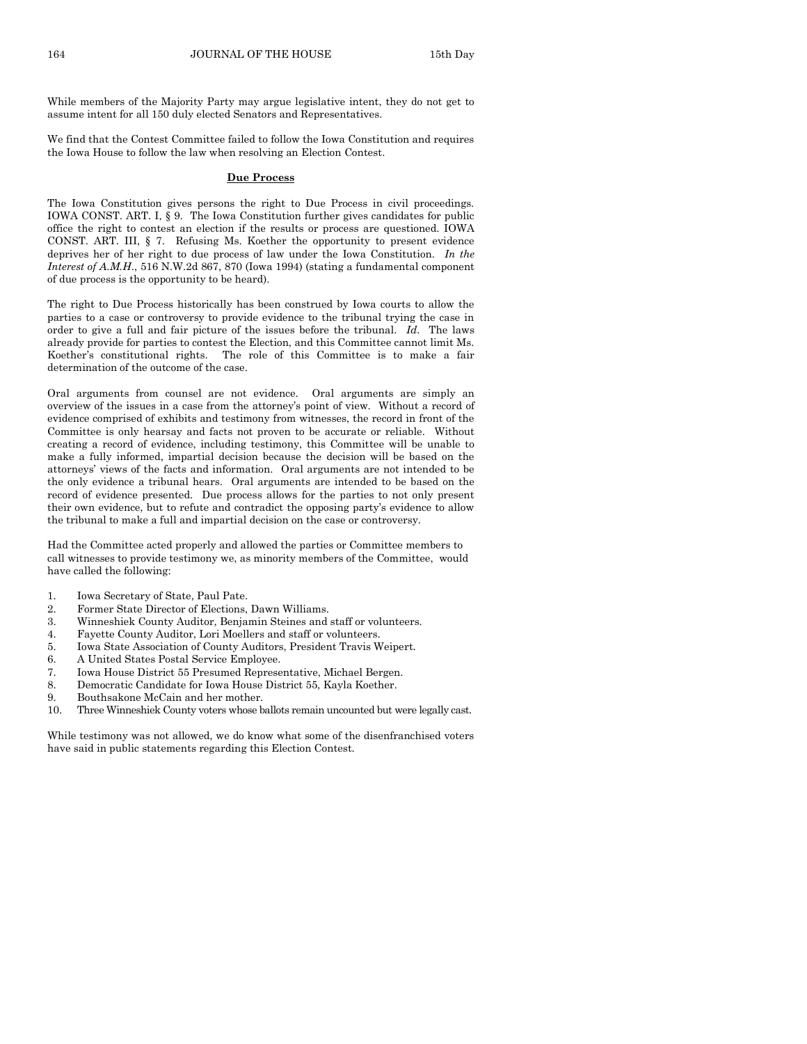While members of the Majority Party may argue legislative intent, they do not get to assume intent for all 150 duly elected Senators and Representatives.

We find that the Contest Committee failed to follow the Iowa Constitution and requires the Iowa House to follow the law when resolving an Election Contest.

## Due Process

The Iowa Constitution gives persons the right to Due Process in civil proceedings. IOWA CONST. ART. I, § 9. The Iowa Constitution further gives candidates for public office the right to contest an election if the results or process are questioned. IOWA CONST. ART. III, § 7. Refusing Ms. Koether the opportunity to present evidence deprives her of her right to due process of law under the Iowa Constitution. *In the Interest of A.M.H.*, 516 N.W.2d 867, 870 (Iowa 1994) (stating a fundamental component of due process is the opportunity to be heard).

The right to Due Process historically has been construed by Iowa courts to allow the parties to a case or controversy to provide evidence to the tribunal trying the case in order to give a full and fair picture of the issues before the tribunal. *Id*. The laws already provide for parties to contest the Election, and this Committee cannot limit Ms. Koether's constitutional rights. The role of this Committee is to make a fair determination of the outcome of the case.

Oral arguments from counsel are not evidence. Oral arguments are simply an overview of the issues in a case from the attorney's point of view. Without a record of evidence comprised of exhibits and testimony from witnesses, the record in front of the Committee is only hearsay and facts not proven to be accurate or reliable. Without creating a record of evidence, including testimony, this Committee will be unable to make a fully informed, impartial decision because the decision will be based on the attorneys' views of the facts and information. Oral arguments are not intended to be the only evidence a tribunal hears. Oral arguments are intended to be based on the record of evidence presented. Due process allows for the parties to not only present their own evidence, but to refute and contradict the opposing party's evidence to allow the tribunal to make a full and impartial decision on the case or controversy.

Had the Committee acted properly and allowed the parties or Committee members to call witnesses to provide testimony we, as minority members of the Committee, would have called the following:

1. Iowa Secretary of State, Paul Pate.
2. Former State Director of Elections, Dawn Williams.
3. Winneshiek County Auditor, Benjamin Steines and staff or volunteers.
4. Fayette County Auditor, Lori Moellers and staff or volunteers.
5. Iowa State Association of County Auditors, President Travis Weipert.
6. A United States Postal Service Employee.
7. Iowa House District 55 Presumed Representative, Michael Bergen.
8. Democratic Candidate for Iowa House District 55, Kayla Koether.
9. Bouthsakone McCain and her mother.
10. Three Winneshiek County voters whose ballots remain uncounted but were legally cast.

While testimony was not allowed, we do know what some of the disenfranchised voters have said in public statements regarding this Election Contest.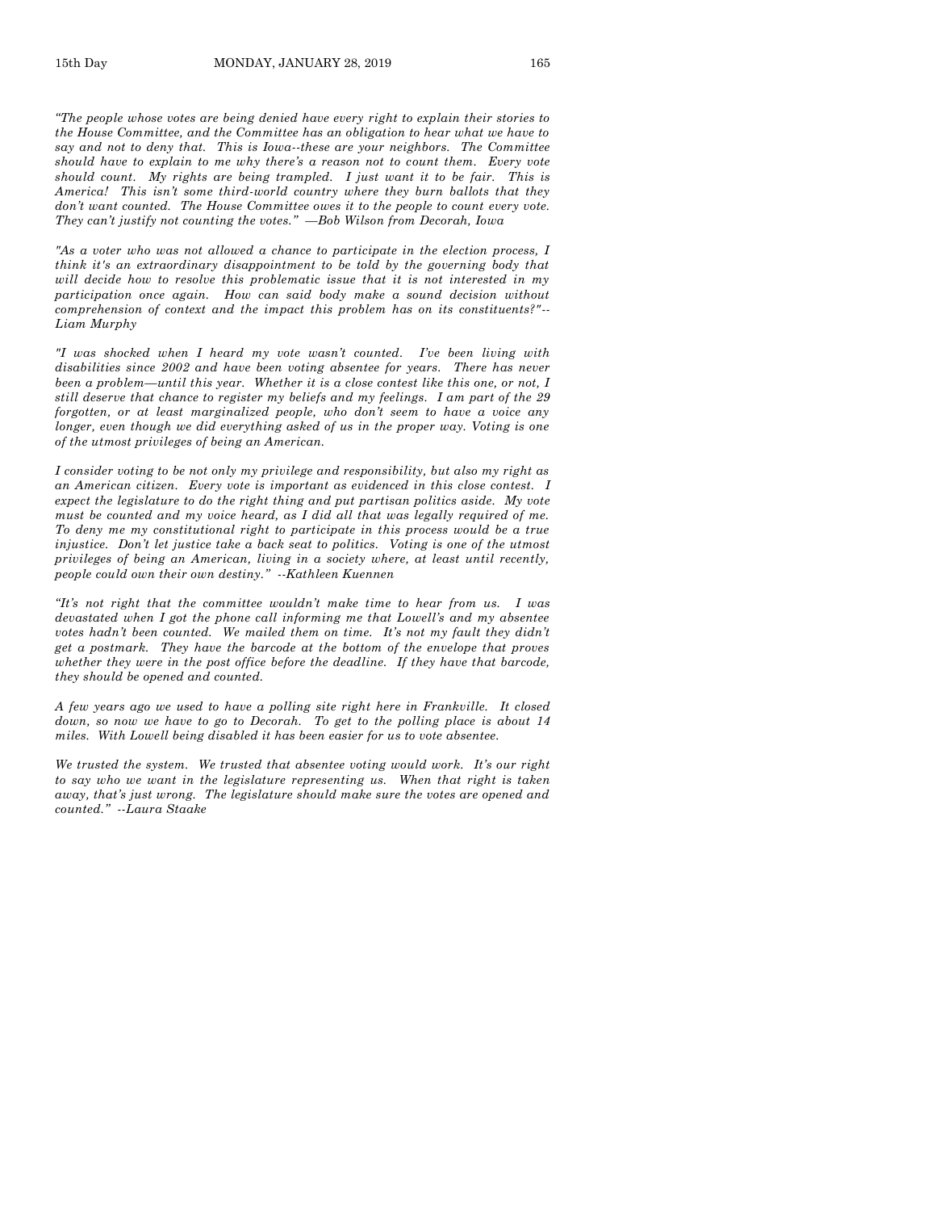*"The people whose votes are being denied have every right to explain their stories to the House Committee, and the Committee has an obligation to hear what we have to say and not to deny that. This is Iowa--these are your neighbors. The Committee should have to explain to me why there's a reason not to count them. Every vote should count. My rights are being trampled. I just want it to be fair. This is America! This isn't some third-world country where they burn ballots that they don't want counted. The House Committee owes it to the people to count every vote. They can't justify not counting the votes." —Bob Wilson from Decorah, Iowa*

*"As a voter who was not allowed a chance to participate in the election process, I think it's an extraordinary disappointment to be told by the governing body that will decide how to resolve this problematic issue that it is not interested in my participation once again. How can said body make a sound decision without comprehension of context and the impact this problem has on its constituents?"-- Liam Murphy*

*"I was shocked when I heard my vote wasn't counted. I've been living with disabilities since 2002 and have been voting absentee for years. There has never been a problem—until this year. Whether it is a close contest like this one, or not, I still deserve that chance to register my beliefs and my feelings. I am part of the 29 forgotten, or at least marginalized people, who don't seem to have a voice any longer, even though we did everything asked of us in the proper way. Voting is one of the utmost privileges of being an American.*

*I consider voting to be not only my privilege and responsibility, but also my right as an American citizen. Every vote is important as evidenced in this close contest. I expect the legislature to do the right thing and put partisan politics aside. My vote must be counted and my voice heard, as I did all that was legally required of me. To deny me my constitutional right to participate in this process would be a true injustice. Don't let justice take a back seat to politics. Voting is one of the utmost privileges of being an American, living in a society where, at least until recently, people could own their own destiny." --Kathleen Kuennen*

*"It's not right that the committee wouldn't make time to hear from us. I was devastated when I got the phone call informing me that Lowell's and my absentee votes hadn't been counted. We mailed them on time. It's not my fault they didn't get a postmark. They have the barcode at the bottom of the envelope that proves whether they were in the post office before the deadline. If they have that barcode, they should be opened and counted.*

*A few years ago we used to have a polling site right here in Frankville. It closed down, so now we have to go to Decorah. To get to the polling place is about 14 miles. With Lowell being disabled it has been easier for us to vote absentee.*

*We trusted the system. We trusted that absentee voting would work. It's our right to say who we want in the legislature representing us. When that right is taken away, that's just wrong. The legislature should make sure the votes are opened and counted." --Laura Staake*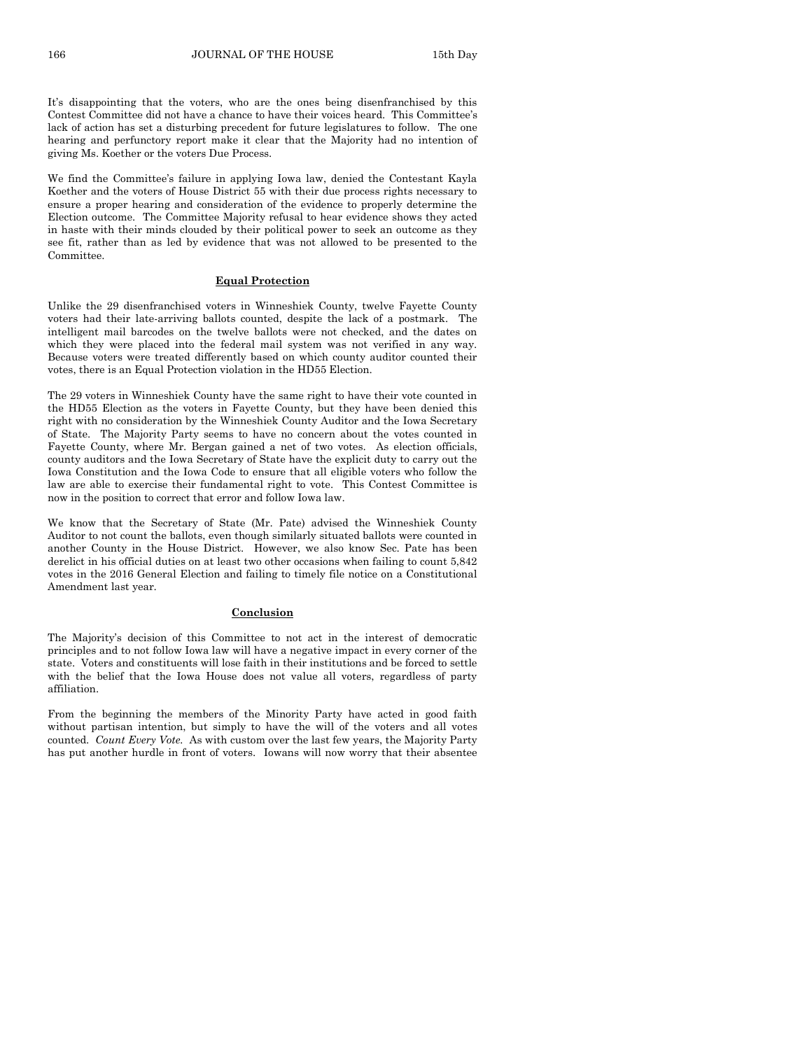It's disappointing that the voters, who are the ones being disenfranchised by this Contest Committee did not have a chance to have their voices heard. This Committee's lack of action has set a disturbing precedent for future legislatures to follow. The one hearing and perfunctory report make it clear that the Majority had no intention of giving Ms. Koether or the voters Due Process.

We find the Committee's failure in applying Iowa law, denied the Contestant Kayla Koether and the voters of House District 55 with their due process rights necessary to ensure a proper hearing and consideration of the evidence to properly determine the Election outcome. The Committee Majority refusal to hear evidence shows they acted in haste with their minds clouded by their political power to seek an outcome as they see fit, rather than as led by evidence that was not allowed to be presented to the Committee.

**Equal Protection**

Unlike the 29 disenfranchised voters in Winneshiek County, twelve Fayette County voters had their late-arriving ballots counted, despite the lack of a postmark. The intelligent mail barcodes on the twelve ballots were not checked, and the dates on which they were placed into the federal mail system was not verified in any way. Because voters were treated differently based on which county auditor counted their votes, there is an Equal Protection violation in the HD55 Election.

The 29 voters in Winneshiek County have the same right to have their vote counted in the HD55 Election as the voters in Fayette County, but they have been denied this right with no consideration by the Winneshiek County Auditor and the Iowa Secretary of State. The Majority Party seems to have no concern about the votes counted in Fayette County, where Mr. Bergan gained a net of two votes. As election officials, county auditors and the Iowa Secretary of State have the explicit duty to carry out the Iowa Constitution and the Iowa Code to ensure that all eligible voters who follow the law are able to exercise their fundamental right to vote. This Contest Committee is now in the position to correct that error and follow Iowa law.

We know that the Secretary of State (Mr. Pate) advised the Winneshiek County Auditor to not count the ballots, even though similarly situated ballots were counted in another County in the House District. However, we also know Sec. Pate has been derelict in his official duties on at least two other occasions when failing to count 5,842 votes in the 2016 General Election and failing to timely file notice on a Constitutional Amendment last year.

**Conclusion**

The Majority's decision of this Committee to not act in the interest of democratic principles and to not follow Iowa law will have a negative impact in every corner of the state. Voters and constituents will lose faith in their institutions and be forced to settle with the belief that the Iowa House does not value all voters, regardless of party affiliation.

From the beginning the members of the Minority Party have acted in good faith without partisan intention, but simply to have the will of the voters and all votes counted. *Count Every Vote.* As with custom over the last few years, the Majority Party has put another hurdle in front of voters. Iowans will now worry that their absentee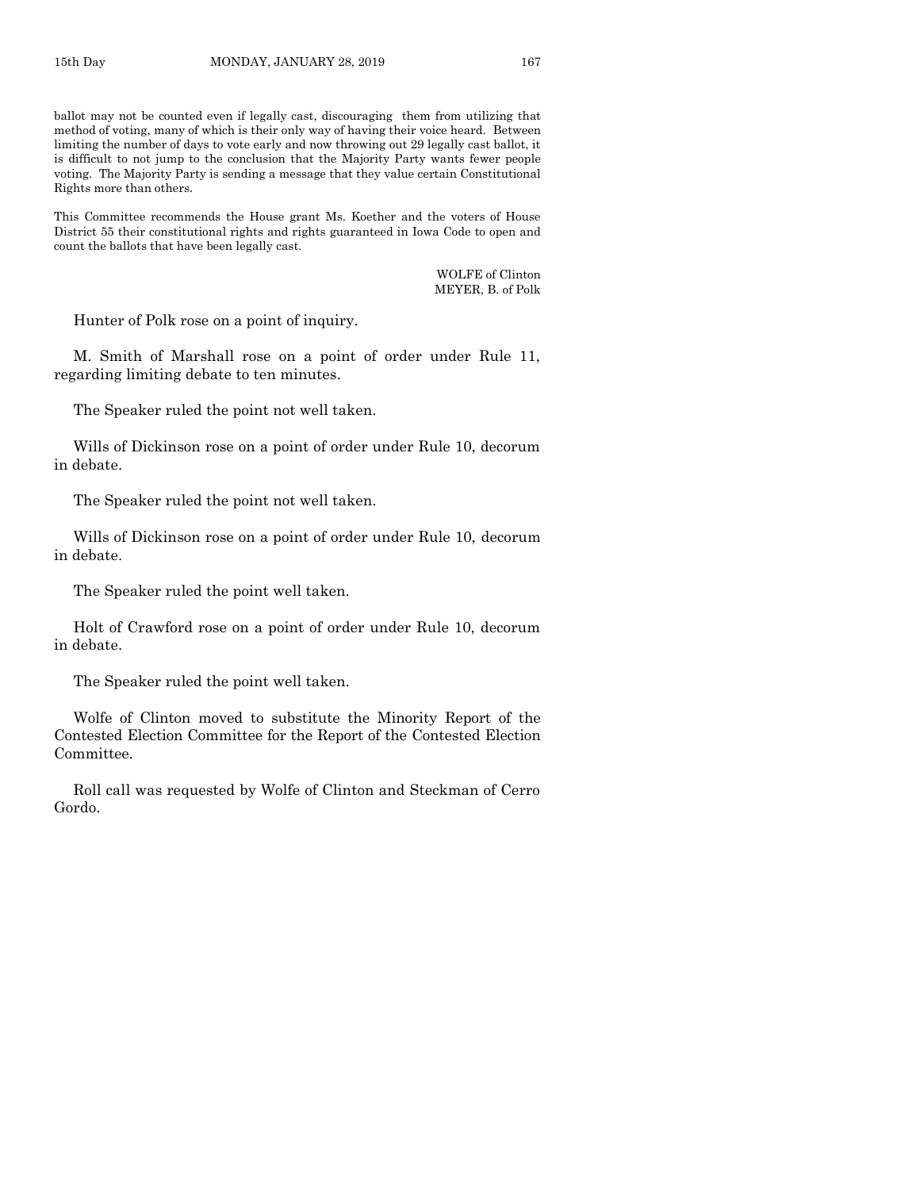ballot may not be counted even if legally cast, discouraging them from utilizing that method of voting, many of which is their only way of having their voice heard. Between limiting the number of days to vote early and now throwing out 29 legally cast ballot, it is difficult to not jump to the conclusion that the Majority Party wants fewer people voting. The Majority Party is sending a message that they value certain Constitutional Rights more than others.

This Committee recommends the House grant Ms. Koether and the voters of House District 55 their constitutional rights and rights guaranteed in Iowa Code to open and count the ballots that have been legally cast.

WOLFE of Clinton
MEYER, B. of Polk

Hunter of Polk rose on a point of inquiry.

M. Smith of Marshall rose on a point of order under Rule 11, regarding limiting debate to ten minutes.

The Speaker ruled the point not well taken.

Wills of Dickinson rose on a point of order under Rule 10, decorum in debate.

The Speaker ruled the point not well taken.

Wills of Dickinson rose on a point of order under Rule 10, decorum in debate.

The Speaker ruled the point well taken.

Holt of Crawford rose on a point of order under Rule 10, decorum in debate.

The Speaker ruled the point well taken.

Wolfe of Clinton moved to substitute the Minority Report of the Contested Election Committee for the Report of the Contested Election Committee.

Roll call was requested by Wolfe of Clinton and Steckman of Cerro Gordo.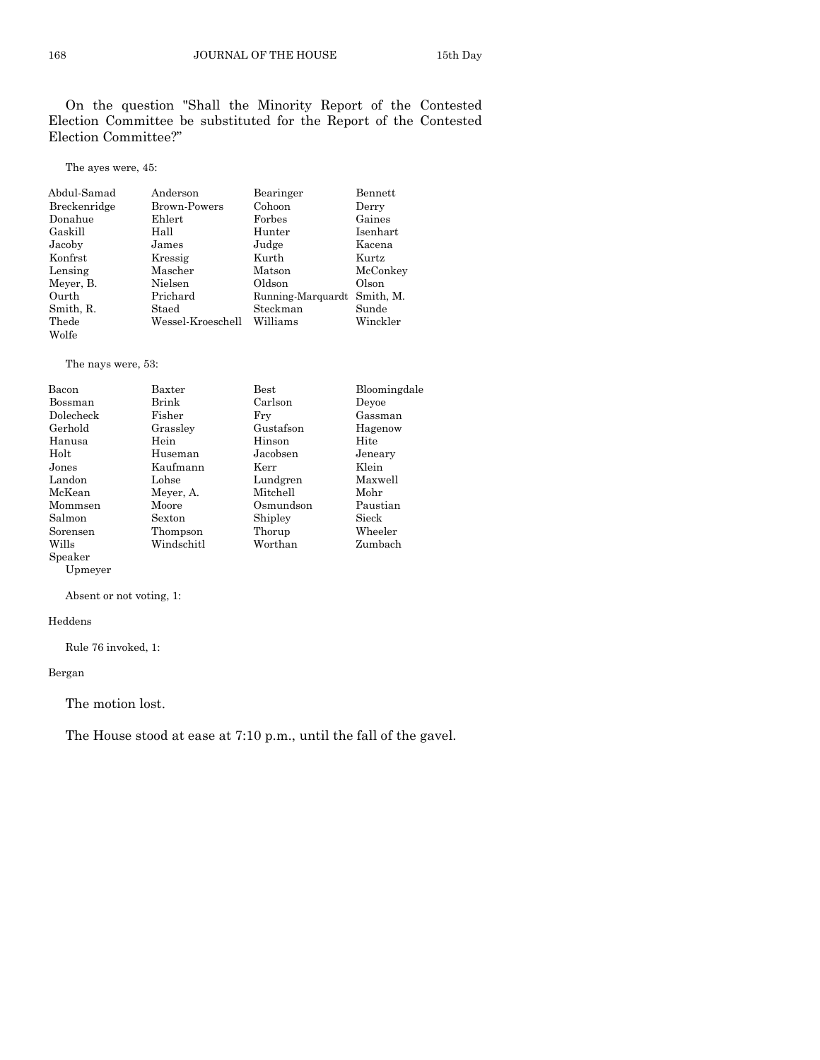On the question "Shall the Minority Report of the Contested Election Committee be substituted for the Report of the Contested Election Committee?"

The ayes were, 45:

| | | | |
|---|---|---|---|
| Abdul-Samad | Anderson | Bearinger | Bennett |
| Breckenridge | Brown-Powers | Cohoon | Derry |
| Donahue | Ehlert | Forbes | Gaines |
| Gaskill | Hall | Hunter | Isenhart |
| Jacoby | James | Judge | Kacena |
| Konfrst | Kressig | Kurth | Kurtz |
| Lensing | Mascher | Matson | McConkey |
| Meyer, B. | Nielsen | Oldson | Olson |
| Ourth | Prichard | Running-Marquardt | Smith, M. |
| Smith, R. | Staed | Steckman | Sunde |
| Thede | Wessel-Kroeschell | Williams | Winckler |
| Wolfe | | | |

The nays were, 53:

| | | | |
|---|---|---|---|
| Bacon | Baxter | Best | Bloomingdale |
| Bossman | Brink | Carlson | Deyoe |
| Dolecheck | Fisher | Fry | Gassman |
| Gerhold | Grassley | Gustafson | Hagenow |
| Hanusa | Hein | Hinson | Hite |
| Holt | Huseman | Jacobsen | Jeneary |
| Jones | Kaufmann | Kerr | Klein |
| Landon | Lohse | Lundgren | Maxwell |
| McKean | Meyer, A. | Mitchell | Mohr |
| Mommsen | Moore | Osmundson | Paustian |
| Salmon | Sexton | Shipley | Sieck |
| Sorensen | Thompson | Thorup | Wheeler |
| Wills | Windschitl | Worthan | Zumbach |
| Speaker Upmeyer | | | |

Absent or not voting, 1:

Heddens

Rule 76 invoked, 1:

Bergan

The motion lost.

The House stood at ease at 7:10 p.m., until the fall of the gavel.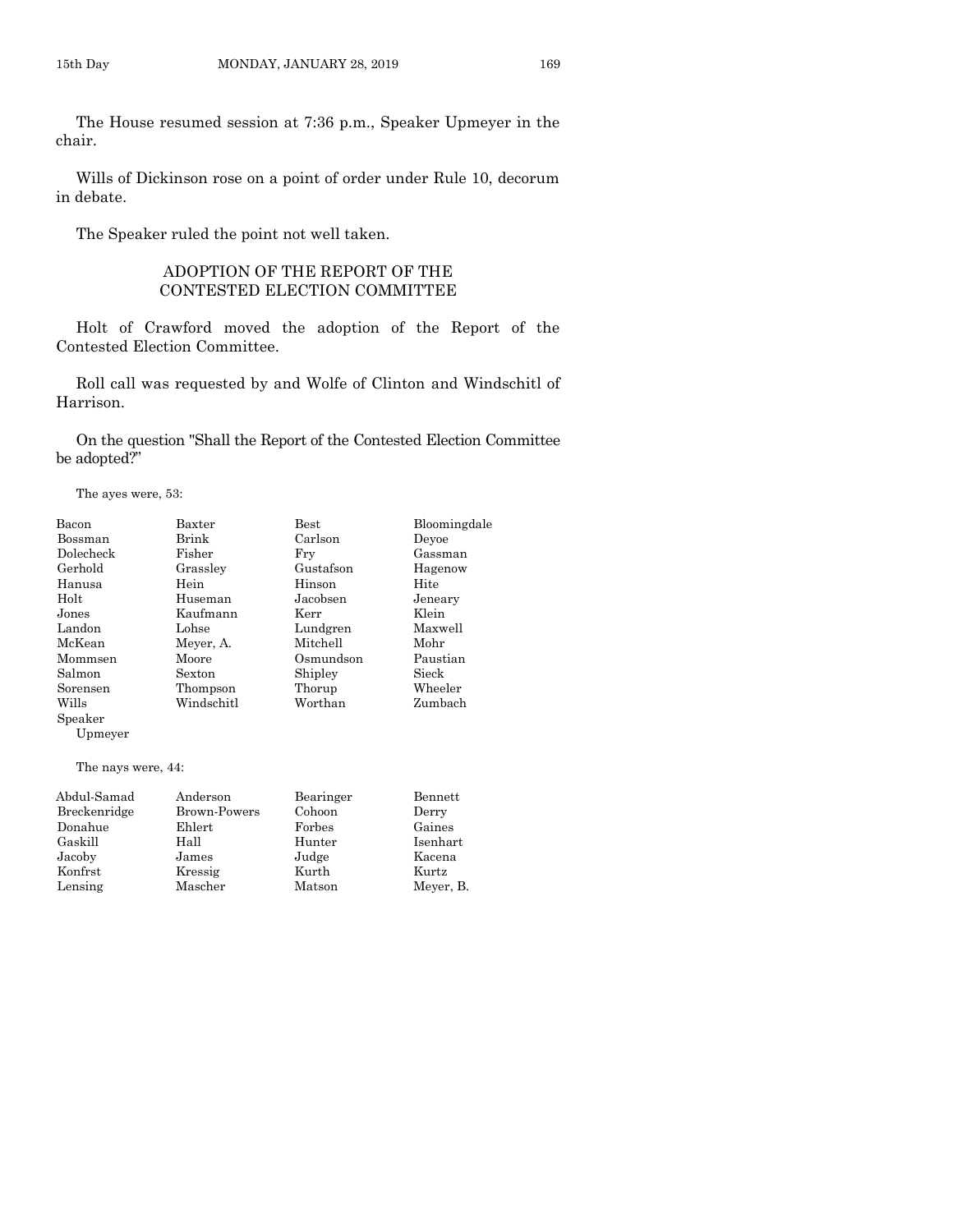The House resumed session at 7:36 p.m., Speaker Upmeyer in the chair.

Wills of Dickinson rose on a point of order under Rule 10, decorum in debate.

The Speaker ruled the point not well taken.

## ADOPTION OF THE REPORT OF THE CONTESTED ELECTION COMMITTEE

Holt of Crawford moved the adoption of the Report of the Contested Election Committee.

Roll call was requested by and Wolfe of Clinton and Windschitl of Harrison.

On the question "Shall the Report of the Contested Election Committee be adopted?"

The ayes were, 53:

| | | | |
|---|---|---|---|
| Bacon | Baxter | Best | Bloomingdale |
| Bossman | Brink | Carlson | Deyoe |
| Dolecheck | Fisher | Fry | Gassman |
| Gerhold | Grassley | Gustafson | Hagenow |
| Hanusa | Hein | Hinson | Hite |
| Holt | Huseman | Jacobsen | Jeneary |
| Jones | Kaufmann | Kerr | Klein |
| Landon | Lohse | Lundgren | Maxwell |
| McKean | Meyer, A. | Mitchell | Mohr |
| Mommsen | Moore | Osmundson | Paustian |
| Salmon | Sexton | Shipley | Sieck |
| Sorensen | Thompson | Thorup | Wheeler |
| Wills | Windschitl | Worthan | Zumbach |
| Speaker Upmeyer | | | |

The nays were, 44:

| | | | |
|---|---|---|---|
| Abdul-Samad | Anderson | Bearinger | Bennett |
| Breckenridge | Brown-Powers | Cohoon | Derry |
| Donahue | Ehlert | Forbes | Gaines |
| Gaskill | Hall | Hunter | Isenhart |
| Jacoby | James | Judge | Kacena |
| Konfrst | Kressig | Kurth | Kurtz |
| Lensing | Mascher | Matson | Meyer, B. |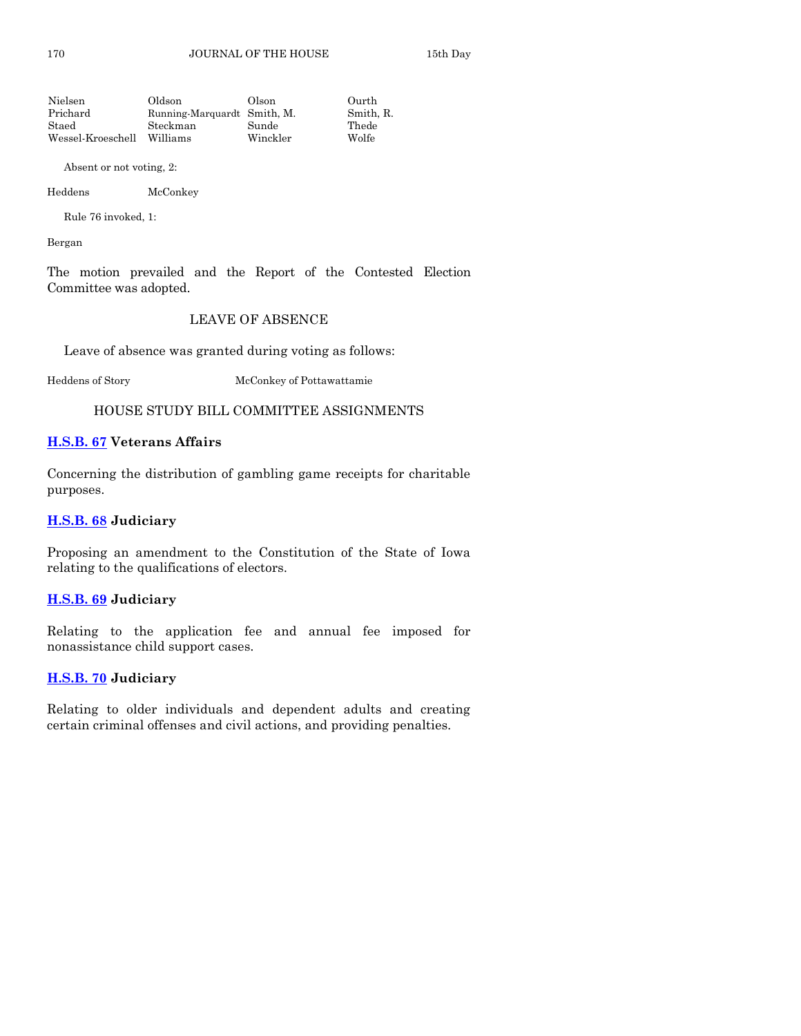| | | | |
|---|---|---|---|
| Nielsen | Oldson | Olson | Ourth |
| Prichard | Running-Marquardt | Smith, M. | Smith, R. |
| Staed | Steckman | Sunde | Thede |
| Wessel-Kroeschell | Williams | Winckler | Wolfe |

Absent or not voting, 2:

| | |
|---|---|
| Heddens | McConkey |

Rule 76 invoked, 1:

Bergan

The motion prevailed and the Report of the Contested Election Committee was adopted.

## LEAVE OF ABSENCE

Leave of absence was granted during voting as follows:

| | |
|---|---|
| Heddens of Story | McConkey of Pottawattamie |

## HOUSE STUDY BILL COMMITTEE ASSIGNMENTS

**H.S.B. 67 Veterans Affairs**

Concerning the distribution of gambling game receipts for charitable purposes.

**H.S.B. 68 Judiciary**

Proposing an amendment to the Constitution of the State of Iowa relating to the qualifications of electors.

**H.S.B. 69 Judiciary**

Relating to the application fee and annual fee imposed for nonassistance child support cases.

**H.S.B. 70 Judiciary**

Relating to older individuals and dependent adults and creating certain criminal offenses and civil actions, and providing penalties.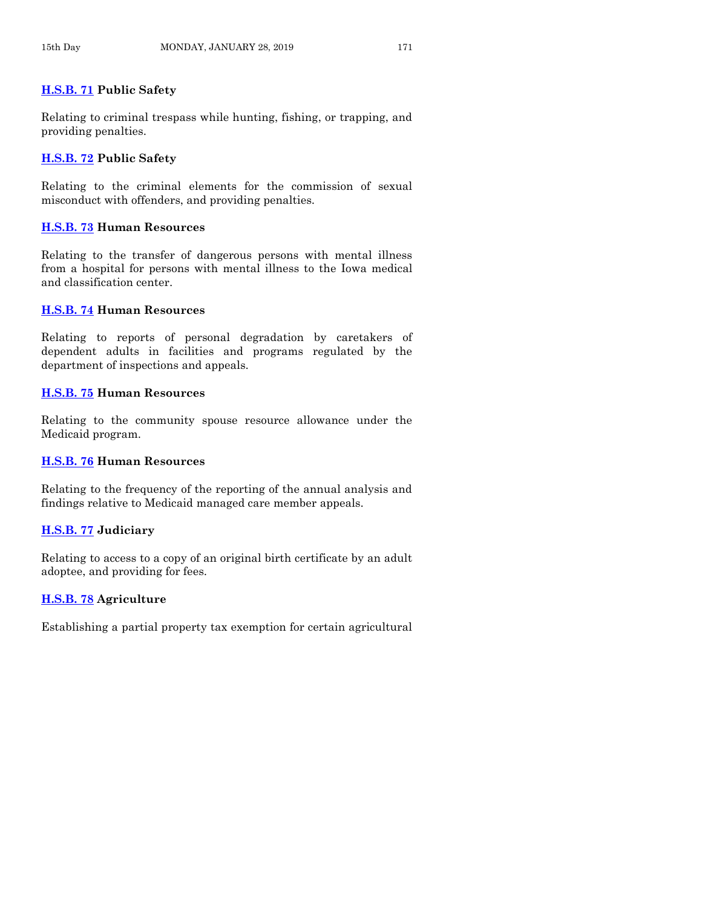**H.S.B. 71** **Public Safety**

Relating to criminal trespass while hunting, fishing, or trapping, and providing penalties.

**H.S.B. 72** **Public Safety**

Relating to the criminal elements for the commission of sexual misconduct with offenders, and providing penalties.

**H.S.B. 73** **Human Resources**

Relating to the transfer of dangerous persons with mental illness from a hospital for persons with mental illness to the Iowa medical and classification center.

**H.S.B. 74** **Human Resources**

Relating to reports of personal degradation by caretakers of dependent adults in facilities and programs regulated by the department of inspections and appeals.

**H.S.B. 75** **Human Resources**

Relating to the community spouse resource allowance under the Medicaid program.

**H.S.B. 76** **Human Resources**

Relating to the frequency of the reporting of the annual analysis and findings relative to Medicaid managed care member appeals.

**H.S.B. 77** **Judiciary**

Relating to access to a copy of an original birth certificate by an adult adoptee, and providing for fees.

**H.S.B. 78** **Agriculture**

Establishing a partial property tax exemption for certain agricultural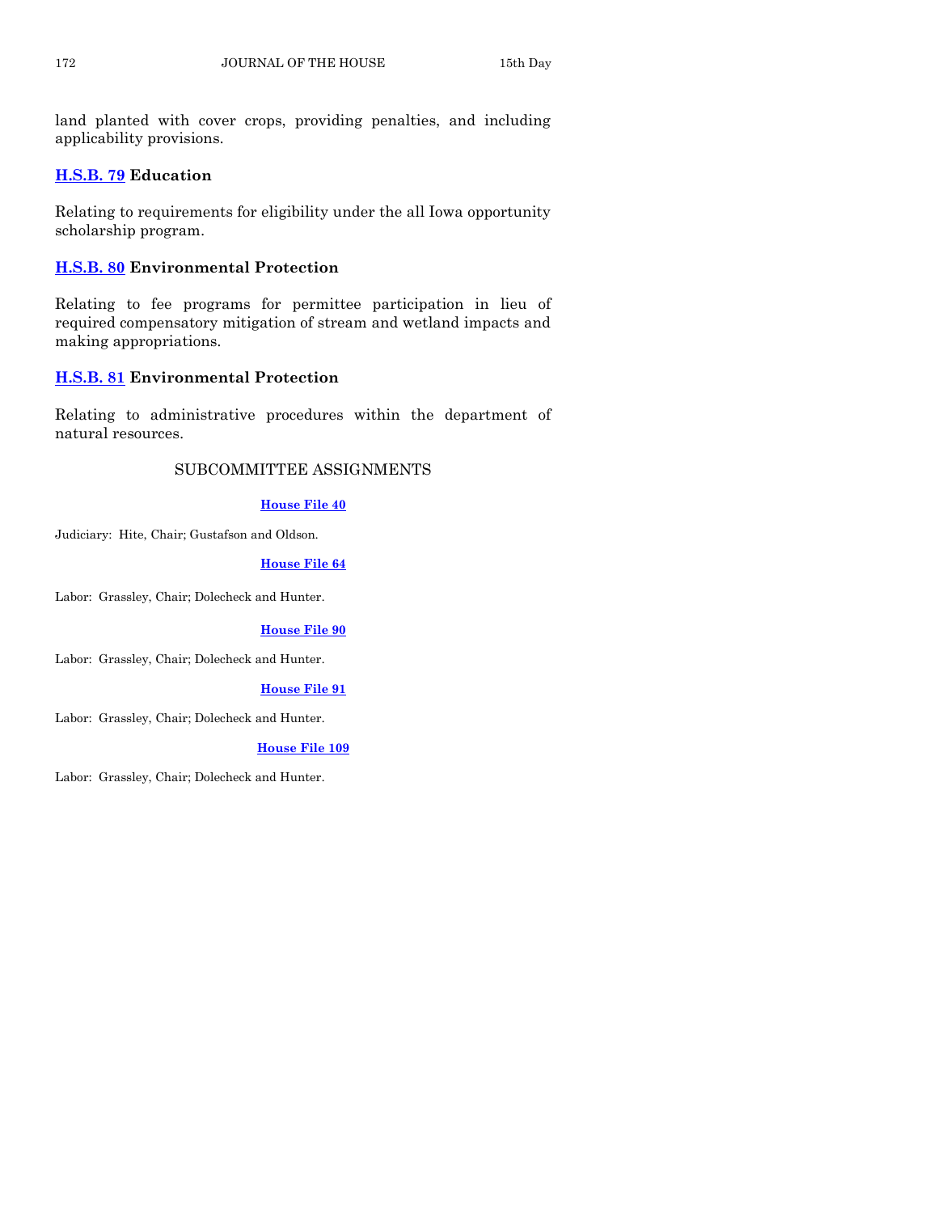land planted with cover crops, providing penalties, and including applicability provisions.

**H.S.B. 79 Education**

Relating to requirements for eligibility under the all Iowa opportunity scholarship program.

**H.S.B. 80 Environmental Protection**

Relating to fee programs for permittee participation in lieu of required compensatory mitigation of stream and wetland impacts and making appropriations.

**H.S.B. 81 Environmental Protection**

Relating to administrative procedures within the department of natural resources.

## SUBCOMMITTEE ASSIGNMENTS

**House File 40**

Judiciary: Hite, Chair; Gustafson and Oldson.

**House File 64**

Labor: Grassley, Chair; Dolecheck and Hunter.

**House File 90**

Labor: Grassley, Chair; Dolecheck and Hunter.

**House File 91**

Labor: Grassley, Chair; Dolecheck and Hunter.

**House File 109**

Labor: Grassley, Chair; Dolecheck and Hunter.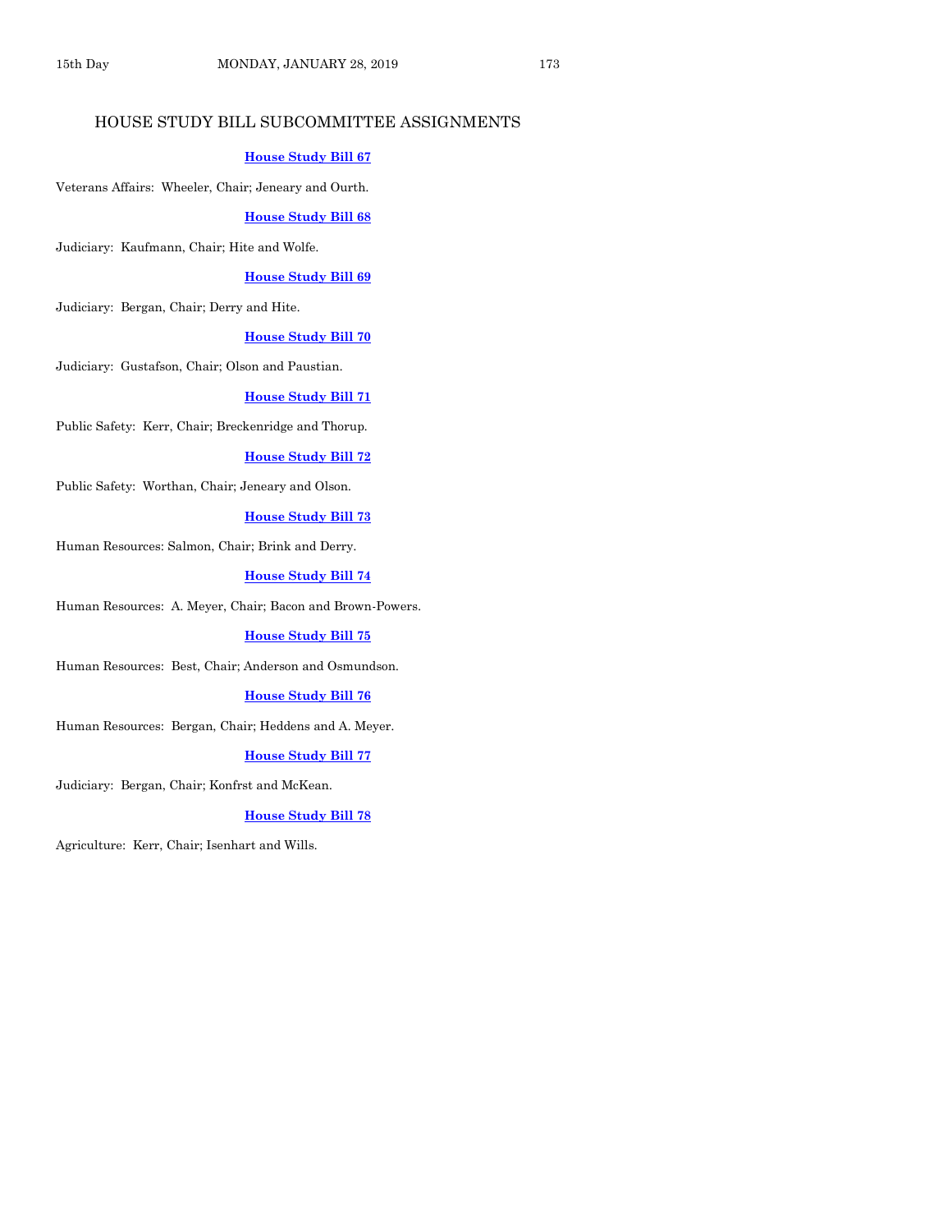## HOUSE STUDY BILL SUBCOMMITTEE ASSIGNMENTS

**House Study Bill 67**

Veterans Affairs: Wheeler, Chair; Jeneary and Ourth.

**House Study Bill 68**

Judiciary: Kaufmann, Chair; Hite and Wolfe.

**House Study Bill 69**

Judiciary: Bergan, Chair; Derry and Hite.

**House Study Bill 70**

Judiciary: Gustafson, Chair; Olson and Paustian.

**House Study Bill 71**

Public Safety: Kerr, Chair; Breckenridge and Thorup.

**House Study Bill 72**

Public Safety: Worthan, Chair; Jeneary and Olson.

**House Study Bill 73**

Human Resources: Salmon, Chair; Brink and Derry.

**House Study Bill 74**

Human Resources: A. Meyer, Chair; Bacon and Brown-Powers.

**House Study Bill 75**

Human Resources: Best, Chair; Anderson and Osmundson.

**House Study Bill 76**

Human Resources: Bergan, Chair; Heddens and A. Meyer.

**House Study Bill 77**

Judiciary: Bergan, Chair; Konfrst and McKean.

**House Study Bill 78**

Agriculture: Kerr, Chair; Isenhart and Wills.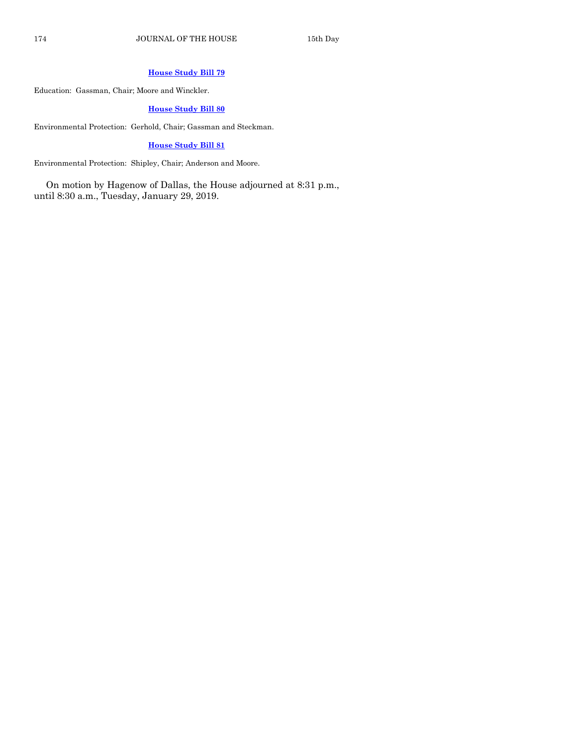**House Study Bill 79**

Education: Gassman, Chair; Moore and Winckler.

**House Study Bill 80**

Environmental Protection: Gerhold, Chair; Gassman and Steckman.

**House Study Bill 81**

Environmental Protection: Shipley, Chair; Anderson and Moore.

On motion by Hagenow of Dallas, the House adjourned at 8:31 p.m., until 8:30 a.m., Tuesday, January 29, 2019.